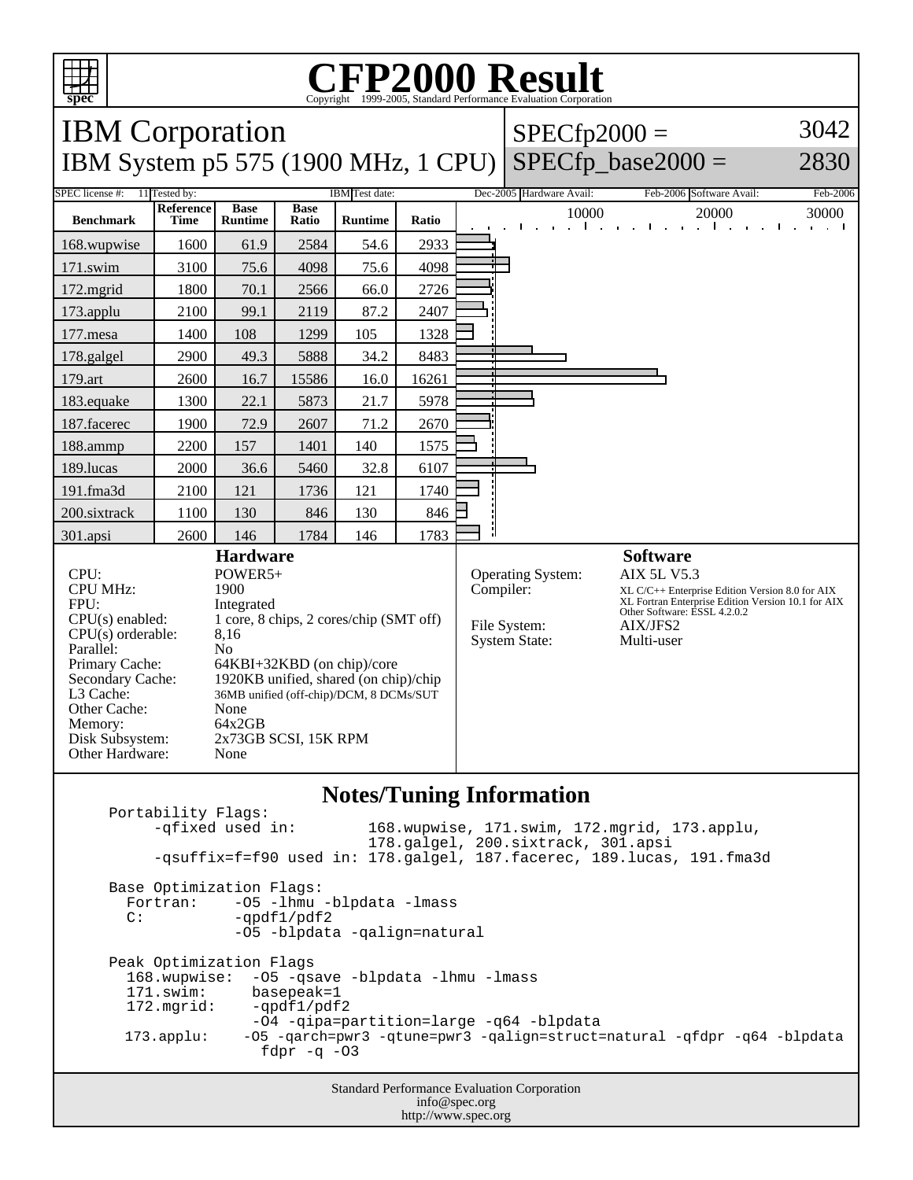# CFP2000 Result

Copyright 1999-2005, Standard Performance Evaluation Corporation

## IBM Corporation

## IBM System p5 575 (1900 MHz, 1 CPU)

SPECfp2000 = 3042

SPECfp_base2000 = 2830

SPEC license #: 11 Tested by: IBM Test date: Dec-2005 Hardware Avail: Feb-2006 Software Avail: Feb-2006

| Benchmark | Reference Time | Base Runtime | Base Ratio | Runtime | Ratio |
|---|---|---|---|---|---|
| 168.wupwise | 1600 | 61.9 | 2584 | 54.6 | 2933 |
| 171.swim | 3100 | 75.6 | 4098 | 75.6 | 4098 |
| 172.mgrid | 1800 | 70.1 | 2566 | 66.0 | 2726 |
| 173.applu | 2100 | 99.1 | 2119 | 87.2 | 2407 |
| 177.mesa | 1400 | 108 | 1299 | 105 | 1328 |
| 178.galgel | 2900 | 49.3 | 5888 | 34.2 | 8483 |
| 179.art | 2600 | 16.7 | 15586 | 16.0 | 16261 |
| 183.equake | 1300 | 22.1 | 5873 | 21.7 | 5978 |
| 187.facerec | 1900 | 72.9 | 2607 | 71.2 | 2670 |
| 188.ammp | 2200 | 157 | 1401 | 140 | 1575 |
| 189.lucas | 2000 | 36.6 | 5460 | 32.8 | 6107 |
| 191.fma3d | 2100 | 121 | 1736 | 121 | 1740 |
| 200.sixtrack | 1100 | 130 | 846 | 130 | 846 |
| 301.apsi | 2600 | 146 | 1784 | 146 | 1783 |

### Hardware

| | |
|---|---|
| CPU: | POWER5+ |
| CPU MHz: | 1900 |
| FPU: | Integrated |
| CPU(s) enabled: | 1 core, 8 chips, 2 cores/chip (SMT off) |
| CPU(s) orderable: | 8,16 |
| Parallel: | No |
| Primary Cache: | 64KBI+32KBD (on chip)/core |
| Secondary Cache: | 1920KB unified, shared (on chip)/chip |
| L3 Cache: | 36MB unified (off-chip)/DCM, 8 DCMs/SUT |
| Other Cache: | None |
| Memory: | 64x2GB |
| Disk Subsystem: | 2x73GB SCSI, 15K RPM |
| Other Hardware: | None |

### Software

| | |
|---|---|
| Operating System: | AIX 5L V5.3 |
| Compiler: | XL C/C++ Enterprise Edition Version 8.0 for AIX<br>XL Fortran Enterprise Edition Version 10.1 for AIX<br>Other Software: ESSL 4.2.0.2 |
| File System: | AIX/JFS2 |
| System State: | Multi-user |

### Notes/Tuning Information

```
Portability Flags:
     -qfixed used in:        168.wupwise, 171.swim, 172.mgrid, 173.applu,
                             178.galgel, 200.sixtrack, 301.apsi
     -qsuffix=f=f90 used in: 178.galgel, 187.facerec, 189.lucas, 191.fma3d

Base Optimization Flags:
  Fortran:    -O5 -lhmu -blpdata -lmass
  C:          -qpdf1/pdf2
              -O5 -blpdata -qalign=natural

Peak Optimization Flags
  168.wupwise:  -O5 -qsave -blpdata -lhmu -lmass
  171.swim:     basepeak=1
  172.mgrid:    -qpdf1/pdf2
                -O4 -qipa=partition=large -q64 -blpdata
  173.applu:    -O5 -qarch=pwr3 -qtune=pwr3 -qalign=struct=natural -qfdpr -q64 -blpdata
                 fdpr -q -O3
```

Standard Performance Evaluation Corporation
info@spec.org
http://www.spec.org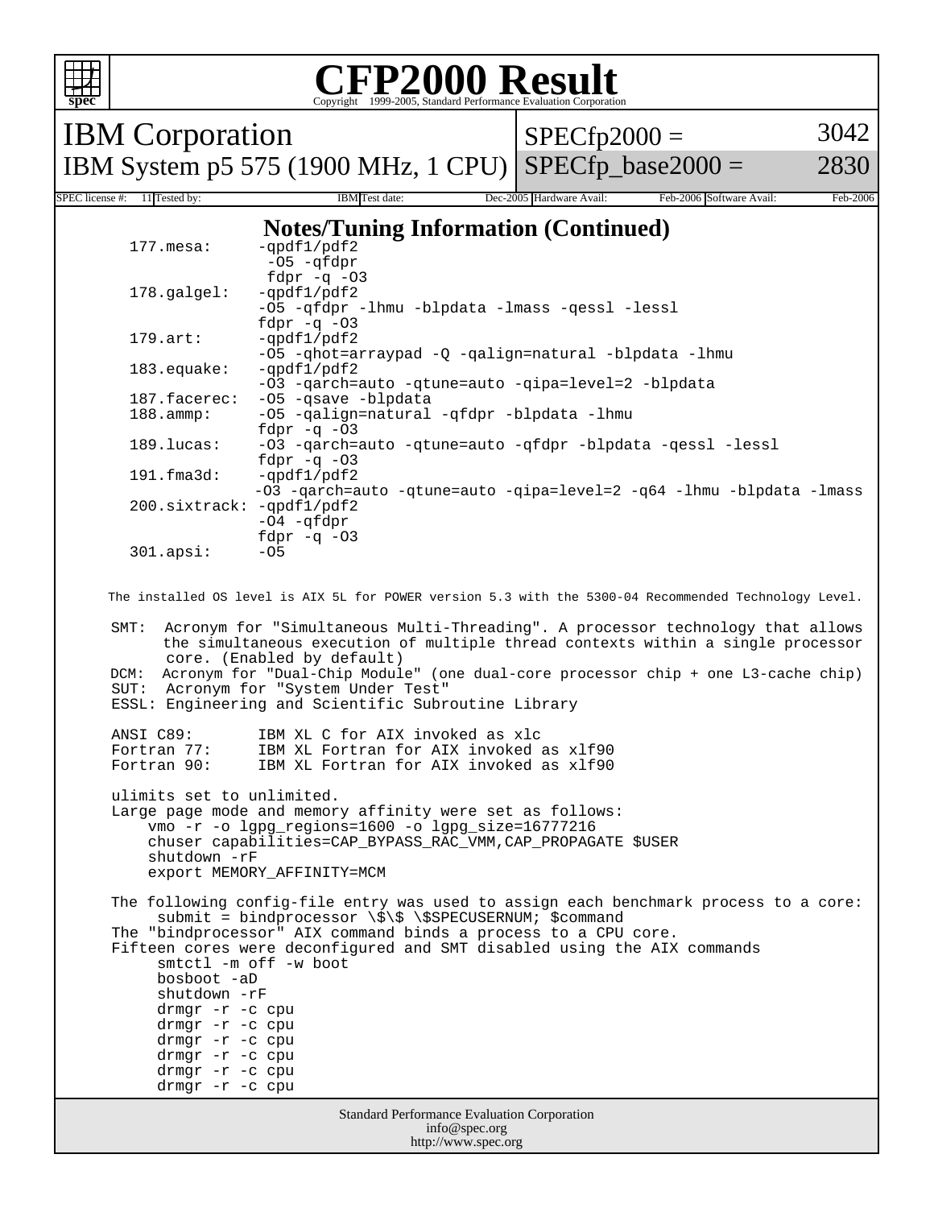# CFP2000 Result

Copyright 1999-2005, Standard Performance Evaluation Corporation

| IBM Corporation | SPECfp2000 = | 3042 |
|---|---|---|
| IBM System p5 575 (1900 MHz, 1 CPU) | SPECfp_base2000 = | 2830 |

SPEC license #: 11 Tested by: IBM Test date: Dec-2005 Hardware Avail: Feb-2006 Software Avail: Feb-2006

## Notes/Tuning Information (Continued)

```
177.mesa:     -qpdf1/pdf2
               -O5 -qfdpr
               fdpr -q -O3
178.galgel:   -qpdf1/pdf2
              -O5 -qfdpr -lhmu -blpdata -lmass -qessl -lessl
              fdpr -q -O3
179.art:      -qpdf1/pdf2
              -O5 -qhot=arraypad -Q -qalign=natural -blpdata -lhmu
183.equake:   -qpdf1/pdf2
              -O3 -qarch=auto -qtune=auto -qipa=level=2 -blpdata
187.facerec:  -O5 -qsave -blpdata
188.ammp:     -O5 -qalign=natural -qfdpr -blpdata -lhmu
              fdpr -q -O3
189.lucas:    -O3 -qarch=auto -qtune=auto -qfdpr -blpdata -qessl -lessl
              fdpr -q -O3
191.fma3d:    -qpdf1/pdf2
              -O3 -qarch=auto -qtune=auto -qipa=level=2 -q64 -lhmu -blpdata -lmass
200.sixtrack: -qpdf1/pdf2
              -O4 -qfdpr
              fdpr -q -O3
301.apsi:     -O5
```

The installed OS level is AIX 5L for POWER version 5.3 with the 5300-04 Recommended Technology Level.

SMT: Acronym for "Simultaneous Multi-Threading". A processor technology that allows the simultaneous execution of multiple thread contexts within a single processor core. (Enabled by default)
DCM: Acronym for "Dual-Chip Module" (one dual-core processor chip + one L3-cache chip)
SUT: Acronym for "System Under Test"
ESSL: Engineering and Scientific Subroutine Library

```
ANSI C89:      IBM XL C for AIX invoked as xlc
Fortran 77:    IBM XL Fortran for AIX invoked as xlf90
Fortran 90:    IBM XL Fortran for AIX invoked as xlf90
```

ulimits set to unlimited.
Large page mode and memory affinity were set as follows:

```
vmo -r -o lgpg_regions=1600 -o lgpg_size=16777216
chuser capabilities=CAP_BYPASS_RAC_VMM,CAP_PROPAGATE $USER
shutdown -rF
export MEMORY_AFFINITY=MCM
```

The following config-file entry was used to assign each benchmark process to a core:

```
submit = bindprocessor \$\$ \$SPECUSERNUM; $command
```

The "bindprocessor" AIX command binds a process to a CPU core.
Fifteen cores were deconfigured and SMT disabled using the AIX commands

```
smtctl -m off -w boot
bosboot -aD
shutdown -rF
drmgr -r -c cpu
drmgr -r -c cpu
drmgr -r -c cpu
drmgr -r -c cpu
drmgr -r -c cpu
drmgr -r -c cpu
```

Standard Performance Evaluation Corporation
info@spec.org
http://www.spec.org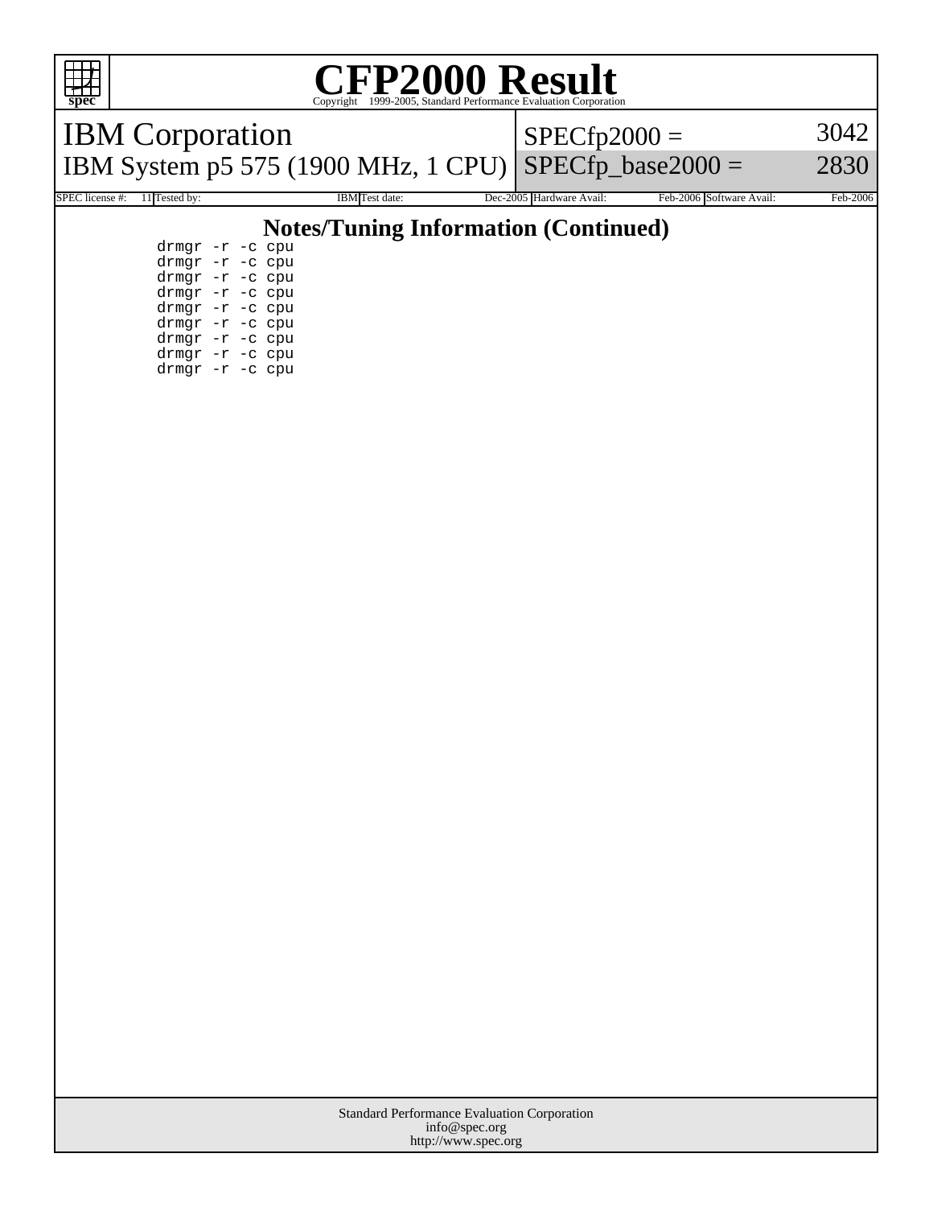# CFP2000 Result

Copyright 1999-2005, Standard Performance Evaluation Corporation

IBM Corporation
IBM System p5 575 (1900 MHz, 1 CPU)

SPECfp2000 = 3042
SPECfp_base2000 = 2830

| SPEC license #: | 11 | Tested by: | IBM | Test date: | Dec-2005 | Hardware Avail: | Feb-2006 | Software Avail: | Feb-2006 |
|---|---|---|---|---|---|---|---|---|---|

## Notes/Tuning Information (Continued)

```
drmgr -r -c cpu
drmgr -r -c cpu
drmgr -r -c cpu
drmgr -r -c cpu
drmgr -r -c cpu
drmgr -r -c cpu
drmgr -r -c cpu
drmgr -r -c cpu
drmgr -r -c cpu
```

Standard Performance Evaluation Corporation
info@spec.org
http://www.spec.org